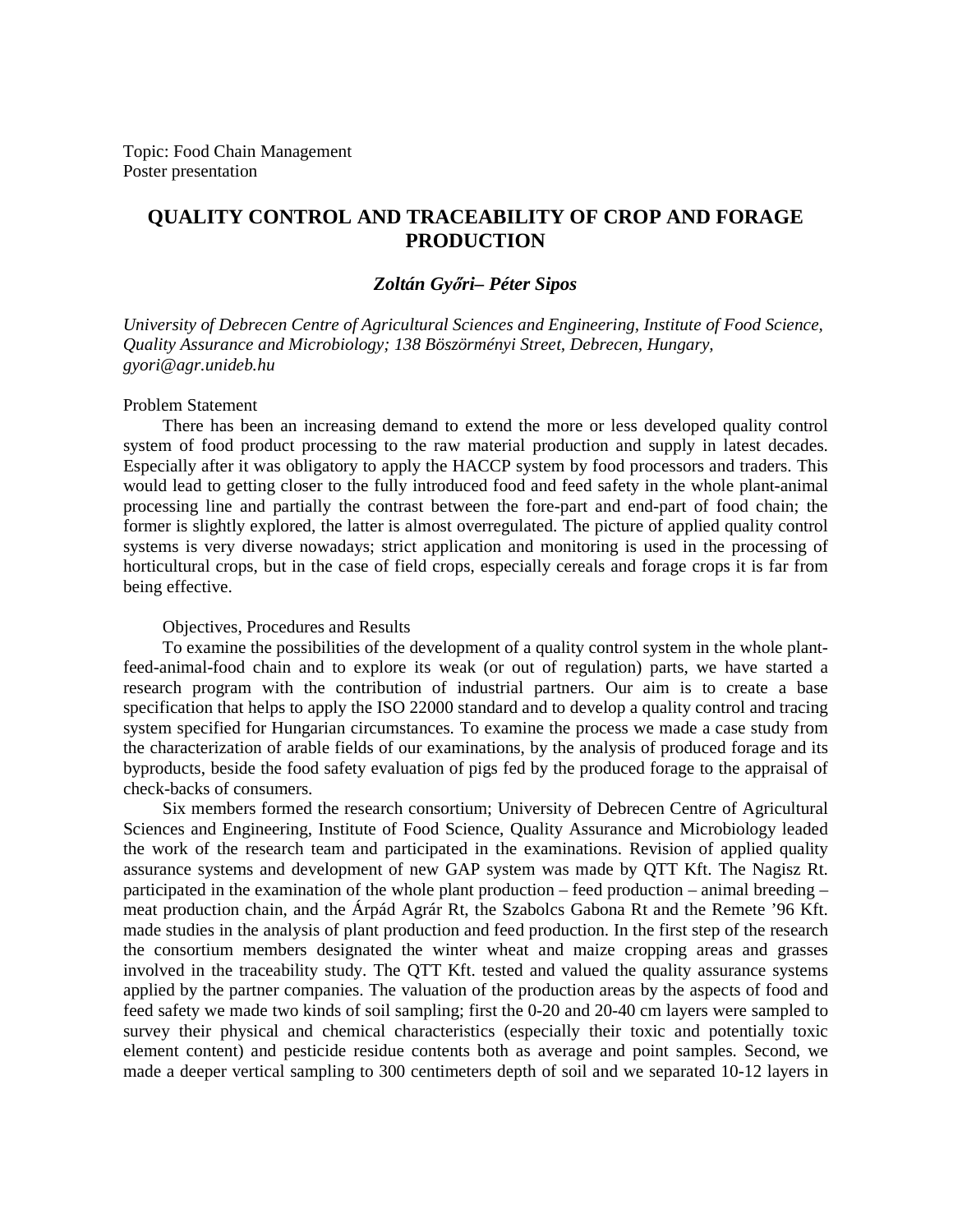Topic: Food Chain Management
Poster presentation

# QUALITY CONTROL AND TRACEABILITY OF CROP AND FORAGE PRODUCTION

***Zoltán Győri– Péter Sipos***

*University of Debrecen Centre of Agricultural Sciences and Engineering, Institute of Food Science, Quality Assurance and Microbiology; 138 Böszörményi Street, Debrecen, Hungary, gyori@agr.unideb.hu*

Problem Statement

There has been an increasing demand to extend the more or less developed quality control system of food product processing to the raw material production and supply in latest decades. Especially after it was obligatory to apply the HACCP system by food processors and traders. This would lead to getting closer to the fully introduced food and feed safety in the whole plant-animal processing line and partially the contrast between the fore-part and end-part of food chain; the former is slightly explored, the latter is almost overregulated. The picture of applied quality control systems is very diverse nowadays; strict application and monitoring is used in the processing of horticultural crops, but in the case of field crops, especially cereals and forage crops it is far from being effective.

Objectives, Procedures and Results

To examine the possibilities of the development of a quality control system in the whole plant-feed-animal-food chain and to explore its weak (or out of regulation) parts, we have started a research program with the contribution of industrial partners. Our aim is to create a base specification that helps to apply the ISO 22000 standard and to develop a quality control and tracing system specified for Hungarian circumstances. To examine the process we made a case study from the characterization of arable fields of our examinations, by the analysis of produced forage and its byproducts, beside the food safety evaluation of pigs fed by the produced forage to the appraisal of check-backs of consumers.

Six members formed the research consortium; University of Debrecen Centre of Agricultural Sciences and Engineering, Institute of Food Science, Quality Assurance and Microbiology leaded the work of the research team and participated in the examinations. Revision of applied quality assurance systems and development of new GAP system was made by QTT Kft. The Nagisz Rt. participated in the examination of the whole plant production – feed production – animal breeding – meat production chain, and the Árpád Agrár Rt, the Szabolcs Gabona Rt and the Remete '96 Kft. made studies in the analysis of plant production and feed production. In the first step of the research the consortium members designated the winter wheat and maize cropping areas and grasses involved in the traceability study. The QTT Kft. tested and valued the quality assurance systems applied by the partner companies. The valuation of the production areas by the aspects of food and feed safety we made two kinds of soil sampling; first the 0-20 and 20-40 cm layers were sampled to survey their physical and chemical characteristics (especially their toxic and potentially toxic element content) and pesticide residue contents both as average and point samples. Second, we made a deeper vertical sampling to 300 centimeters depth of soil and we separated 10-12 layers in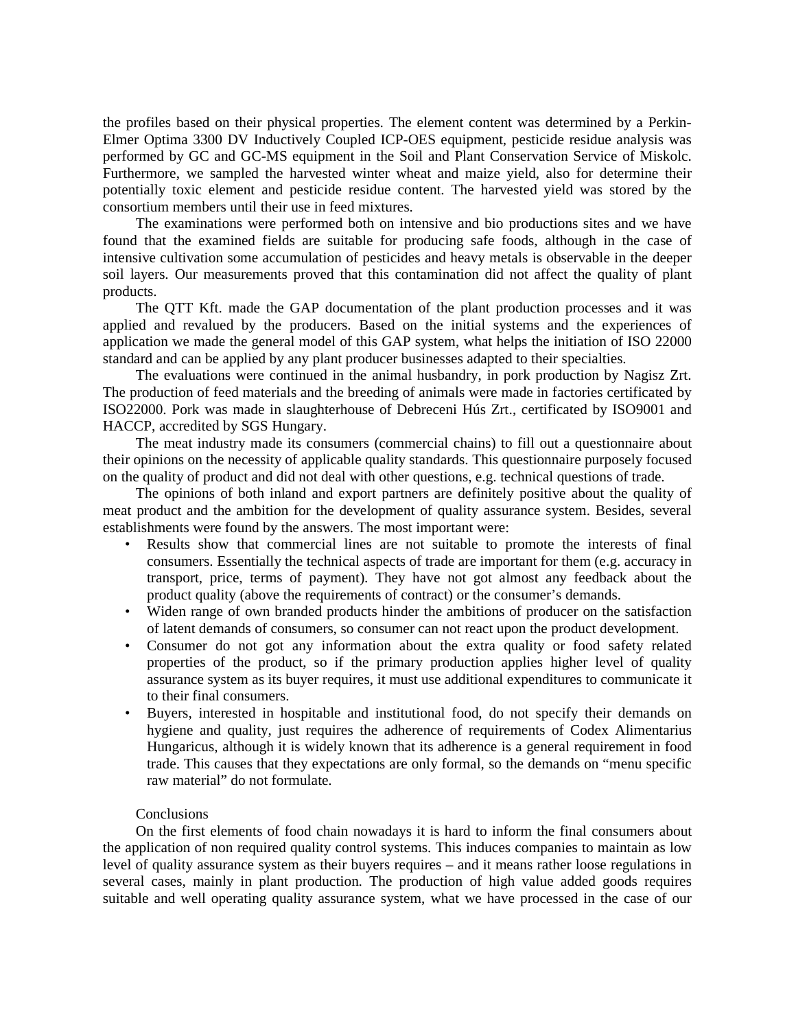the profiles based on their physical properties. The element content was determined by a Perkin-Elmer Optima 3300 DV Inductively Coupled ICP-OES equipment, pesticide residue analysis was performed by GC and GC-MS equipment in the Soil and Plant Conservation Service of Miskolc. Furthermore, we sampled the harvested winter wheat and maize yield, also for determine their potentially toxic element and pesticide residue content. The harvested yield was stored by the consortium members until their use in feed mixtures.

The examinations were performed both on intensive and bio productions sites and we have found that the examined fields are suitable for producing safe foods, although in the case of intensive cultivation some accumulation of pesticides and heavy metals is observable in the deeper soil layers. Our measurements proved that this contamination did not affect the quality of plant products.

The QTT Kft. made the GAP documentation of the plant production processes and it was applied and revalued by the producers. Based on the initial systems and the experiences of application we made the general model of this GAP system, what helps the initiation of ISO 22000 standard and can be applied by any plant producer businesses adapted to their specialties.

The evaluations were continued in the animal husbandry, in pork production by Nagisz Zrt. The production of feed materials and the breeding of animals were made in factories certificated by ISO22000. Pork was made in slaughterhouse of Debreceni Hús Zrt., certificated by ISO9001 and HACCP, accredited by SGS Hungary.

The meat industry made its consumers (commercial chains) to fill out a questionnaire about their opinions on the necessity of applicable quality standards. This questionnaire purposely focused on the quality of product and did not deal with other questions, e.g. technical questions of trade.

The opinions of both inland and export partners are definitely positive about the quality of meat product and the ambition for the development of quality assurance system. Besides, several establishments were found by the answers. The most important were:

- Results show that commercial lines are not suitable to promote the interests of final consumers. Essentially the technical aspects of trade are important for them (e.g. accuracy in transport, price, terms of payment). They have not got almost any feedback about the product quality (above the requirements of contract) or the consumer's demands.
- Widen range of own branded products hinder the ambitions of producer on the satisfaction of latent demands of consumers, so consumer can not react upon the product development.
- Consumer do not got any information about the extra quality or food safety related properties of the product, so if the primary production applies higher level of quality assurance system as its buyer requires, it must use additional expenditures to communicate it to their final consumers.
- Buyers, interested in hospitable and institutional food, do not specify their demands on hygiene and quality, just requires the adherence of requirements of Codex Alimentarius Hungaricus, although it is widely known that its adherence is a general requirement in food trade. This causes that they expectations are only formal, so the demands on "menu specific raw material" do not formulate.

## Conclusions

On the first elements of food chain nowadays it is hard to inform the final consumers about the application of non required quality control systems. This induces companies to maintain as low level of quality assurance system as their buyers requires – and it means rather loose regulations in several cases, mainly in plant production. The production of high value added goods requires suitable and well operating quality assurance system, what we have processed in the case of our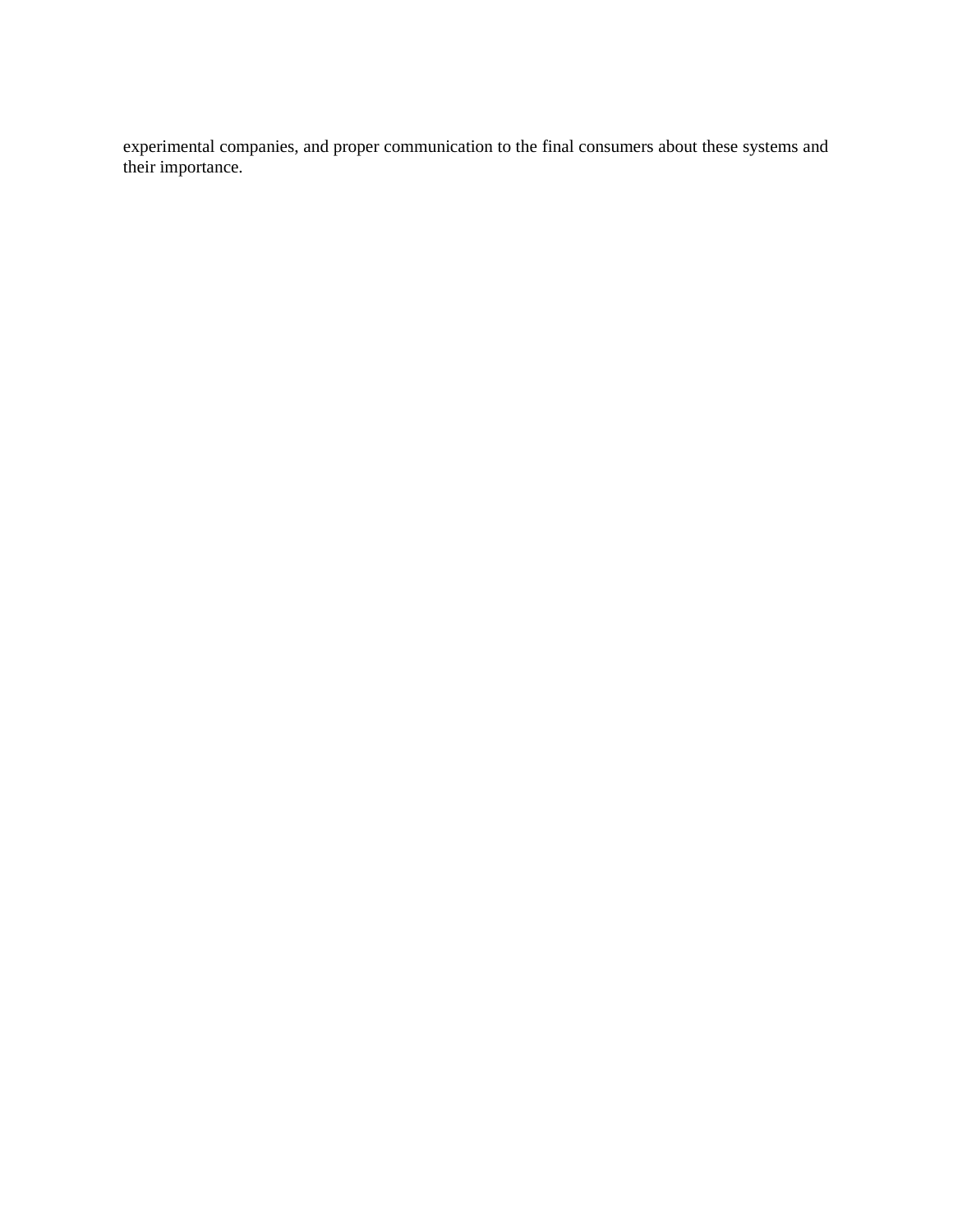experimental companies, and proper communication to the final consumers about these systems and their importance.